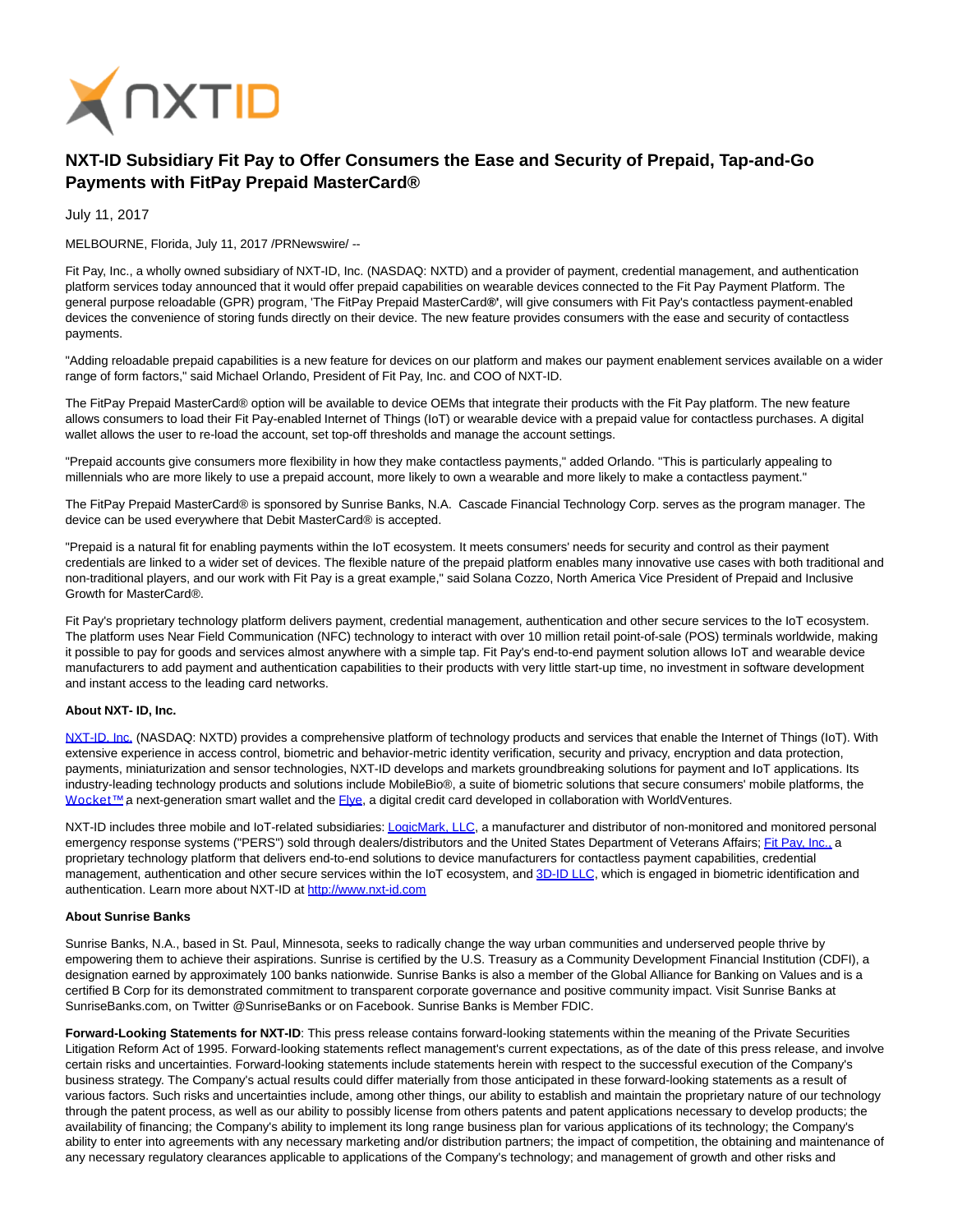# NXT-ID Subsidiary Fit Pay to Offer Consumers the Ease and Security of Prepaid, Tap-and-Go Payments with FitPay Prepaid MasterCard®

July 11, 2017

MELBOURNE, Florida, July 11, 2017 /PRNewswire/ --

Fit Pay, Inc., a wholly owned subsidiary of NXT-ID, Inc. (NASDAQ: NXTD) and a provider of payment, credential management, and authentication platform services today announced that it would offer prepaid capabilities on wearable devices connected to the Fit Pay Payment Platform. The general purpose reloadable (GPR) program, 'The FitPay Prepaid MasterCard®', will give consumers with Fit Pay's contactless payment-enabled devices the convenience of storing funds directly on their device. The new feature provides consumers with the ease and security of contactless payments.

"Adding reloadable prepaid capabilities is a new feature for devices on our platform and makes our payment enablement services available on a wider range of form factors," said Michael Orlando, President of Fit Pay, Inc. and COO of NXT-ID.

The FitPay Prepaid MasterCard® option will be available to device OEMs that integrate their products with the Fit Pay platform. The new feature allows consumers to load their Fit Pay-enabled Internet of Things (IoT) or wearable device with a prepaid value for contactless purchases. A digital wallet allows the user to re-load the account, set top-off thresholds and manage the account settings.

"Prepaid accounts give consumers more flexibility in how they make contactless payments," added Orlando. "This is particularly appealing to millennials who are more likely to use a prepaid account, more likely to own a wearable and more likely to make a contactless payment."

The FitPay Prepaid MasterCard® is sponsored by Sunrise Banks, N.A. Cascade Financial Technology Corp. serves as the program manager. The device can be used everywhere that Debit MasterCard® is accepted.

"Prepaid is a natural fit for enabling payments within the IoT ecosystem. It meets consumers' needs for security and control as their payment credentials are linked to a wider set of devices. The flexible nature of the prepaid platform enables many innovative use cases with both traditional and non-traditional players, and our work with Fit Pay is a great example," said Solana Cozzo, North America Vice President of Prepaid and Inclusive Growth for MasterCard®.

Fit Pay's proprietary technology platform delivers payment, credential management, authentication and other secure services to the IoT ecosystem. The platform uses Near Field Communication (NFC) technology to interact with over 10 million retail point-of-sale (POS) terminals worldwide, making it possible to pay for goods and services almost anywhere with a simple tap. Fit Pay's end-to-end payment solution allows IoT and wearable device manufacturers to add payment and authentication capabilities to their products with very little start-up time, no investment in software development and instant access to the leading card networks.

**About NXT- ID, Inc.**

NXT-ID, Inc. (NASDAQ: NXTD) provides a comprehensive platform of technology products and services that enable the Internet of Things (IoT). With extensive experience in access control, biometric and behavior-metric identity verification, security and privacy, encryption and data protection, payments, miniaturization and sensor technologies, NXT-ID develops and markets groundbreaking solutions for payment and IoT applications. Its industry-leading technology products and solutions include MobileBio®, a suite of biometric solutions that secure consumers' mobile platforms, the Wocket™ a next-generation smart wallet and the Flye, a digital credit card developed in collaboration with WorldVentures.

NXT-ID includes three mobile and IoT-related subsidiaries: LogicMark, LLC, a manufacturer and distributor of non-monitored and monitored personal emergency response systems ("PERS") sold through dealers/distributors and the United States Department of Veterans Affairs; Fit Pay, Inc., a proprietary technology platform that delivers end-to-end solutions to device manufacturers for contactless payment capabilities, credential management, authentication and other secure services within the IoT ecosystem, and 3D-ID LLC, which is engaged in biometric identification and authentication. Learn more about NXT-ID at http://www.nxt-id.com

**About Sunrise Banks**

Sunrise Banks, N.A., based in St. Paul, Minnesota, seeks to radically change the way urban communities and underserved people thrive by empowering them to achieve their aspirations. Sunrise is certified by the U.S. Treasury as a Community Development Financial Institution (CDFI), a designation earned by approximately 100 banks nationwide. Sunrise Banks is also a member of the Global Alliance for Banking on Values and is a certified B Corp for its demonstrated commitment to transparent corporate governance and positive community impact. Visit Sunrise Banks at SunriseBanks.com, on Twitter @SunriseBanks or on Facebook. Sunrise Banks is Member FDIC.

**Forward-Looking Statements for NXT-ID**: This press release contains forward-looking statements within the meaning of the Private Securities Litigation Reform Act of 1995. Forward-looking statements reflect management's current expectations, as of the date of this press release, and involve certain risks and uncertainties. Forward-looking statements include statements herein with respect to the successful execution of the Company's business strategy. The Company's actual results could differ materially from those anticipated in these forward-looking statements as a result of various factors. Such risks and uncertainties include, among other things, our ability to establish and maintain the proprietary nature of our technology through the patent process, as well as our ability to possibly license from others patents and patent applications necessary to develop products; the availability of financing; the Company's ability to implement its long range business plan for various applications of its technology; the Company's ability to enter into agreements with any necessary marketing and/or distribution partners; the impact of competition, the obtaining and maintenance of any necessary regulatory clearances applicable to applications of the Company's technology; and management of growth and other risks and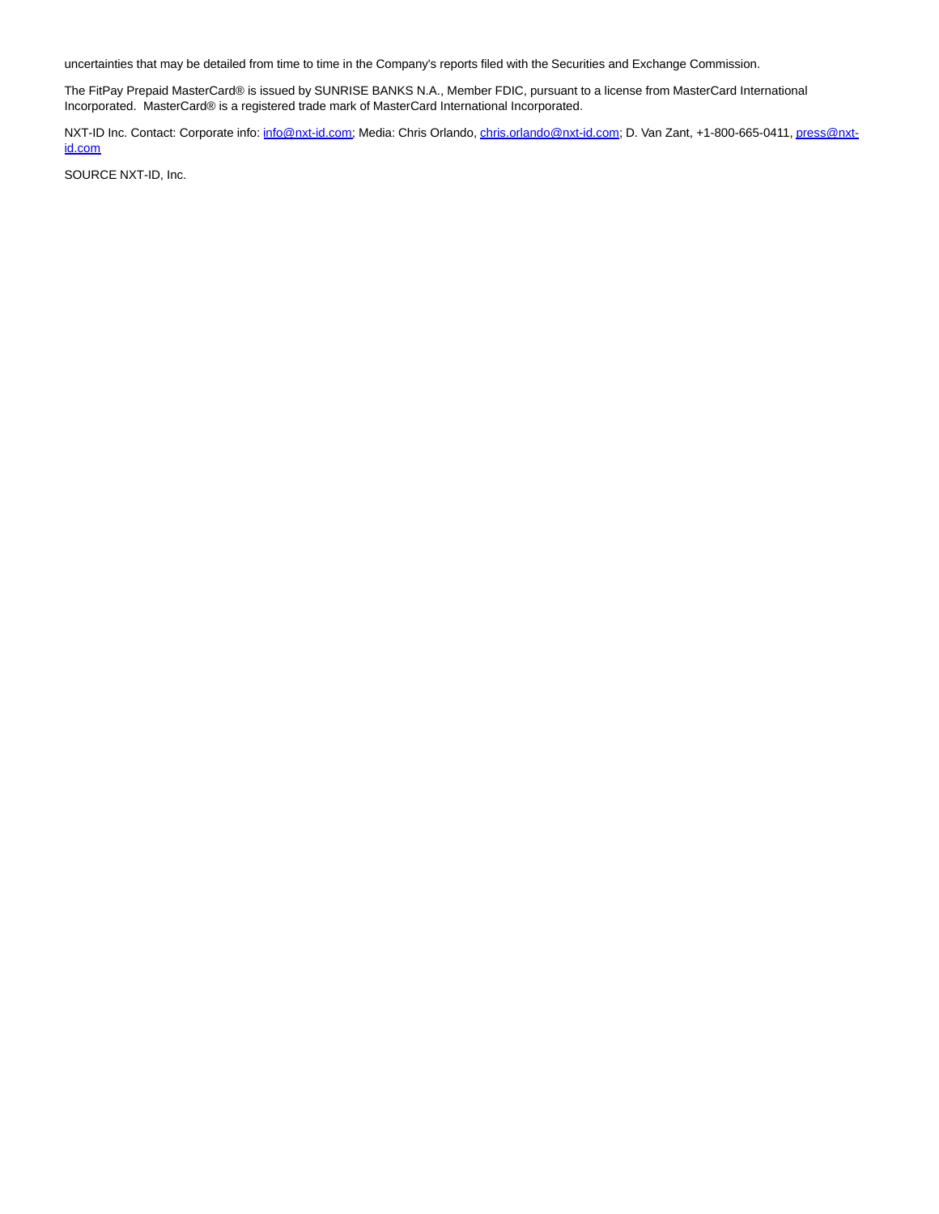uncertainties that may be detailed from time to time in the Company's reports filed with the Securities and Exchange Commission.

The FitPay Prepaid MasterCard® is issued by SUNRISE BANKS N.A., Member FDIC, pursuant to a license from MasterCard International Incorporated. MasterCard® is a registered trade mark of MasterCard International Incorporated.

NXT-ID Inc. Contact: Corporate info: info@nxt-id.com; Media: Chris Orlando, chris.orlando@nxt-id.com; D. Van Zant, +1-800-665-0411, press@nxt-id.com

SOURCE NXT-ID, Inc.